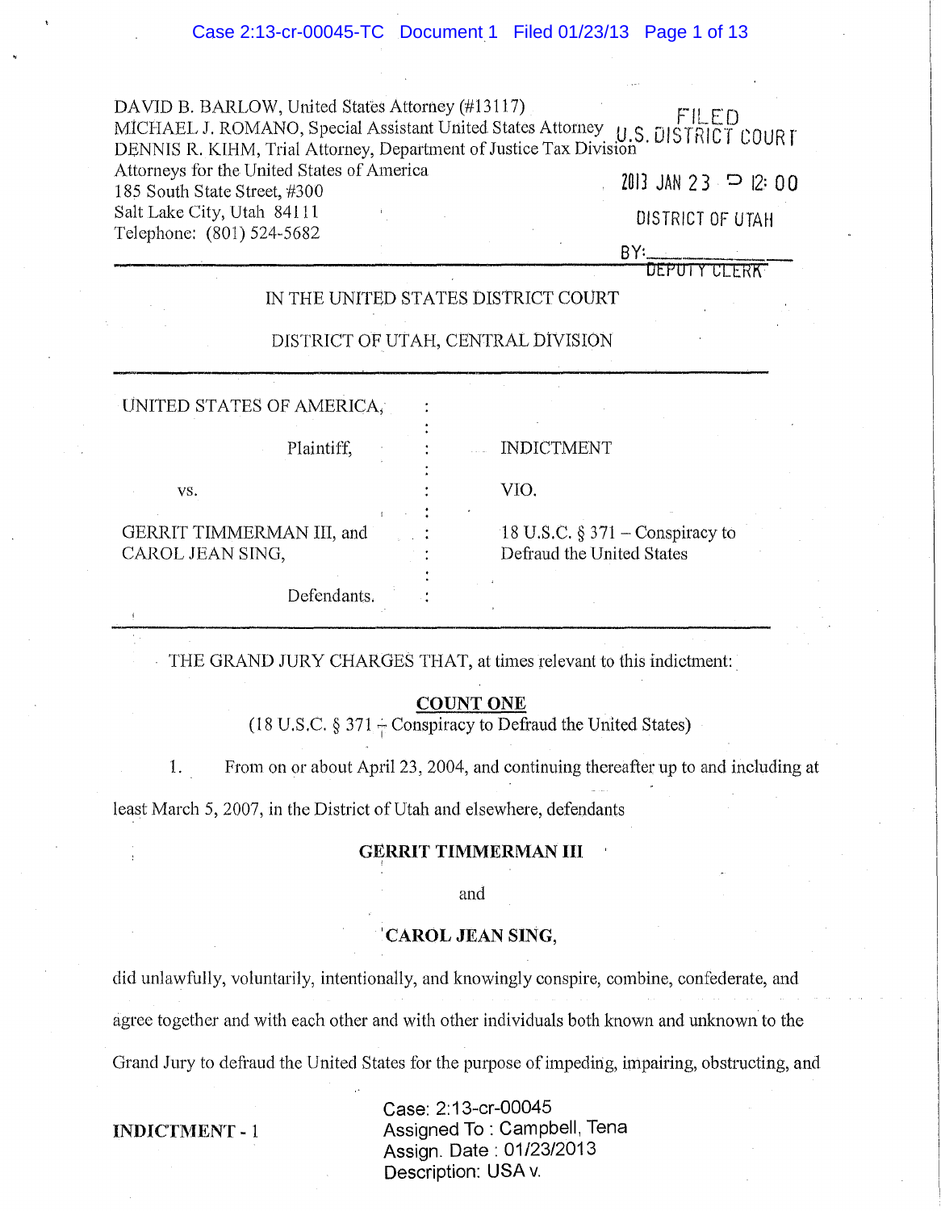DAVID B. BARLOW, United States Attorney (#13117)
MICHAEL J. ROMANO, Special Assistant United States Attorney
DENNIS R. KIHM, Trial Attorney, Department of Justice Tax Division
Attorneys for the United States of America
185 South State Street, #300
Salt Lake City, Utah 84111
Telephone: (801) 524-5682

FILED
U.S. DISTRICT COURT
2013 JAN 23 P 12:00
DISTRICT OF UTAH
BY: ________
DEPUTY CLERK

IN THE UNITED STATES DISTRICT COURT

DISTRICT OF UTAH, CENTRAL DIVISION

| | | |
|---|---|---|
| UNITED STATES OF AMERICA, Plaintiff, | : | INDICTMENT |
| vs. | : | VIO. |
| GERRIT TIMMERMAN III, and CAROL JEAN SING, Defendants. | : | 18 U.S.C. § 371 – Conspiracy to Defraud the United States |

THE GRAND JURY CHARGES THAT, at times relevant to this indictment:

**COUNT ONE**
(18 U.S.C. § 371 – Conspiracy to Defraud the United States)

1. From on or about April 23, 2004, and continuing thereafter up to and including at least March 5, 2007, in the District of Utah and elsewhere, defendants

**GERRIT TIMMERMAN III**

and

**CAROL JEAN SING,**

did unlawfully, voluntarily, intentionally, and knowingly conspire, combine, confederate, and agree together and with each other and with other individuals both known and unknown to the Grand Jury to defraud the United States for the purpose of impeding, impairing, obstructing, and

**INDICTMENT - 1**

Case: 2:13-cr-00045
Assigned To : Campbell, Tena
Assign. Date : 01/23/2013
Description: USA v.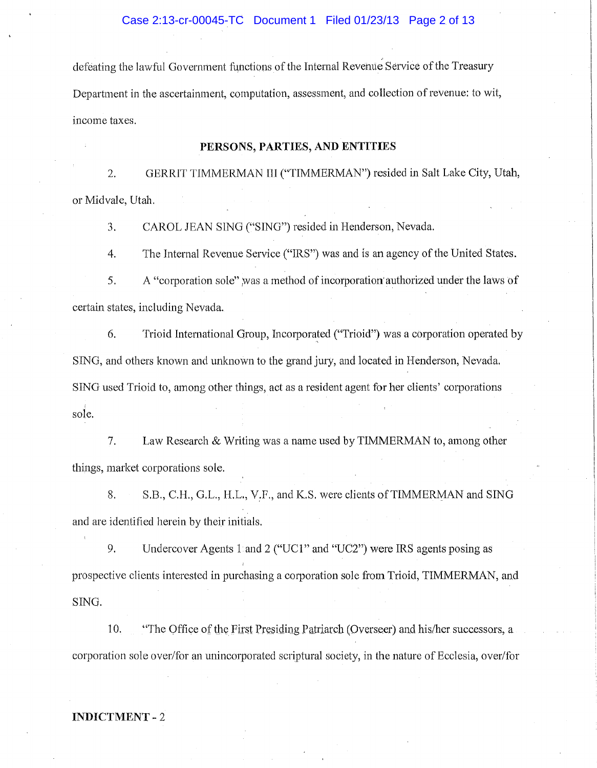defeating the lawful Government functions of the Internal Revenue Service of the Treasury Department in the ascertainment, computation, assessment, and collection of revenue: to wit, income taxes.

## PERSONS, PARTIES, AND ENTITIES

2. GERRIT TIMMERMAN III ("TIMMERMAN") resided in Salt Lake City, Utah, or Midvale, Utah.

3. CAROL JEAN SING ("SING") resided in Henderson, Nevada.

4. The Internal Revenue Service ("IRS") was and is an agency of the United States.

5. A "corporation sole" was a method of incorporation authorized under the laws of certain states, including Nevada.

6. Trioid International Group, Incorporated ("Trioid") was a corporation operated by SING, and others known and unknown to the grand jury, and located in Henderson, Nevada. SING used Trioid to, among other things, act as a resident agent for her clients' corporations sole.

7. Law Research & Writing was a name used by TIMMERMAN to, among other things, market corporations sole.

8. S.B., C.H., G.L., H.L., V.F., and K.S. were clients of TIMMERMAN and SING and are identified herein by their initials.

9. Undercover Agents 1 and 2 ("UC1" and "UC2") were IRS agents posing as prospective clients interested in purchasing a corporation sole from Trioid, TIMMERMAN, and SING.

10. "The Office of the First Presiding Patriarch (Overseer) and his/her successors, a corporation sole over/for an unincorporated scriptural society, in the nature of Ecclesia, over/for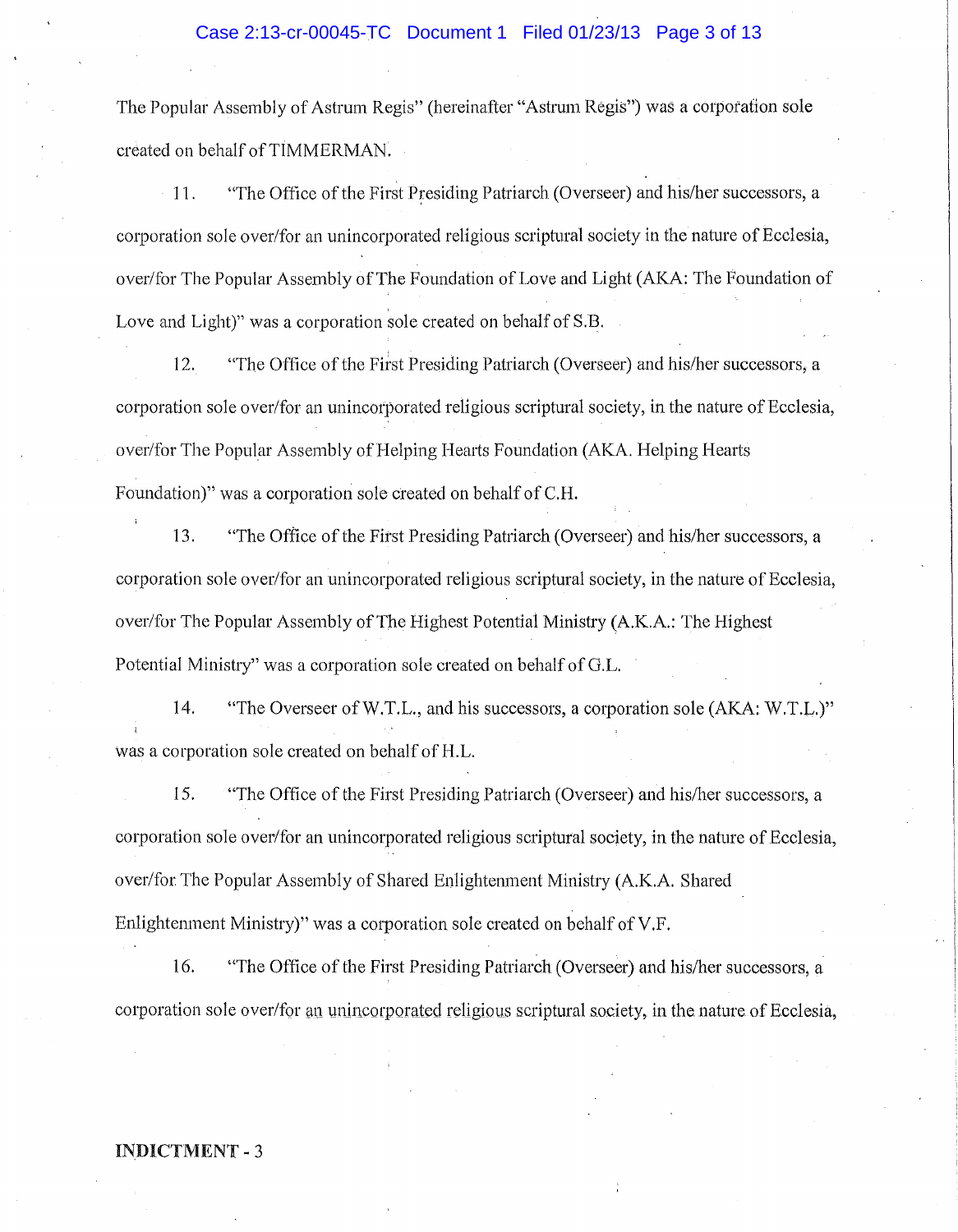The Popular Assembly of Astrum Regis" (hereinafter "Astrum Regis") was a corporation sole created on behalf of TIMMERMAN.

11. "The Office of the First Presiding Patriarch (Overseer) and his/her successors, a corporation sole over/for an unincorporated religious scriptural society in the nature of Ecclesia, over/for The Popular Assembly of The Foundation of Love and Light (AKA: The Foundation of Love and Light)" was a corporation sole created on behalf of S.B.

12. "The Office of the First Presiding Patriarch (Overseer) and his/her successors, a corporation sole over/for an unincorporated religious scriptural society, in the nature of Ecclesia, over/for The Popular Assembly of Helping Hearts Foundation (AKA. Helping Hearts Foundation)" was a corporation sole created on behalf of C.H.

13. "The Office of the First Presiding Patriarch (Overseer) and his/her successors, a corporation sole over/for an unincorporated religious scriptural society, in the nature of Ecclesia, over/for The Popular Assembly of The Highest Potential Ministry (A.K.A.: The Highest Potential Ministry" was a corporation sole created on behalf of G.L.

14. "The Overseer of W.T.L., and his successors, a corporation sole (AKA: W.T.L.)" was a corporation sole created on behalf of H.L.

15. "The Office of the First Presiding Patriarch (Overseer) and his/her successors, a corporation sole over/for an unincorporated religious scriptural society, in the nature of Ecclesia, over/for The Popular Assembly of Shared Enlightenment Ministry (A.K.A. Shared Enlightenment Ministry)" was a corporation sole created on behalf of V.F.

16. "The Office of the First Presiding Patriarch (Overseer) and his/her successors, a corporation sole over/for an unincorporated religious scriptural society, in the nature of Ecclesia,

**INDICTMENT - 3**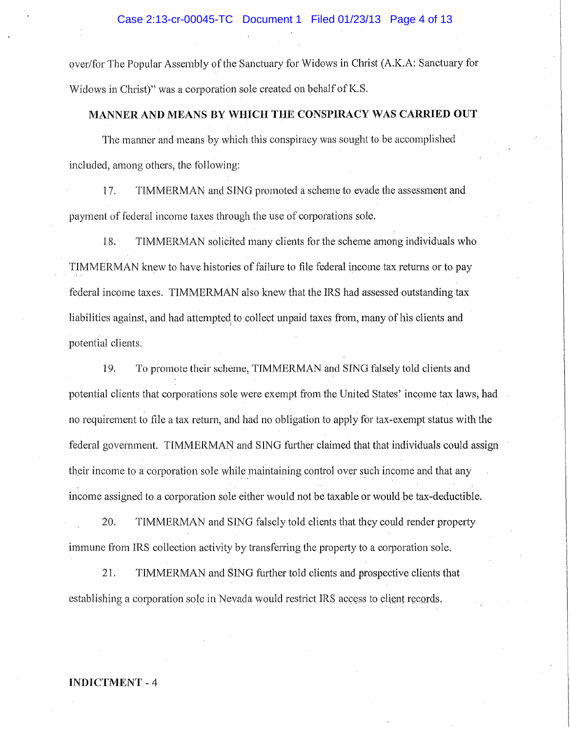over/for The Popular Assembly of the Sanctuary for Widows in Christ (A.K.A: Sanctuary for Widows in Christ)" was a corporation sole created on behalf of K.S.

## MANNER AND MEANS BY WHICH THE CONSPIRACY WAS CARRIED OUT

The manner and means by which this conspiracy was sought to be accomplished included, among others, the following:

17. TIMMERMAN and SING promoted a scheme to evade the assessment and payment of federal income taxes through the use of corporations sole.

18. TIMMERMAN solicited many clients for the scheme among individuals who TIMMERMAN knew to have histories of failure to file federal income tax returns or to pay federal income taxes. TIMMERMAN also knew that the IRS had assessed outstanding tax liabilities against, and had attempted to collect unpaid taxes from, many of his clients and potential clients.

19. To promote their scheme, TIMMERMAN and SING falsely told clients and potential clients that corporations sole were exempt from the United States' income tax laws, had no requirement to file a tax return, and had no obligation to apply for tax-exempt status with the federal government. TIMMERMAN and SING further claimed that that individuals could assign their income to a corporation sole while maintaining control over such income and that any income assigned to a corporation sole either would not be taxable or would be tax-deductible.

20. TIMMERMAN and SING falsely told clients that they could render property immune from IRS collection activity by transferring the property to a corporation sole.

21. TIMMERMAN and SING further told clients and prospective clients that establishing a corporation sole in Nevada would restrict IRS access to client records.

**INDICTMENT** - 4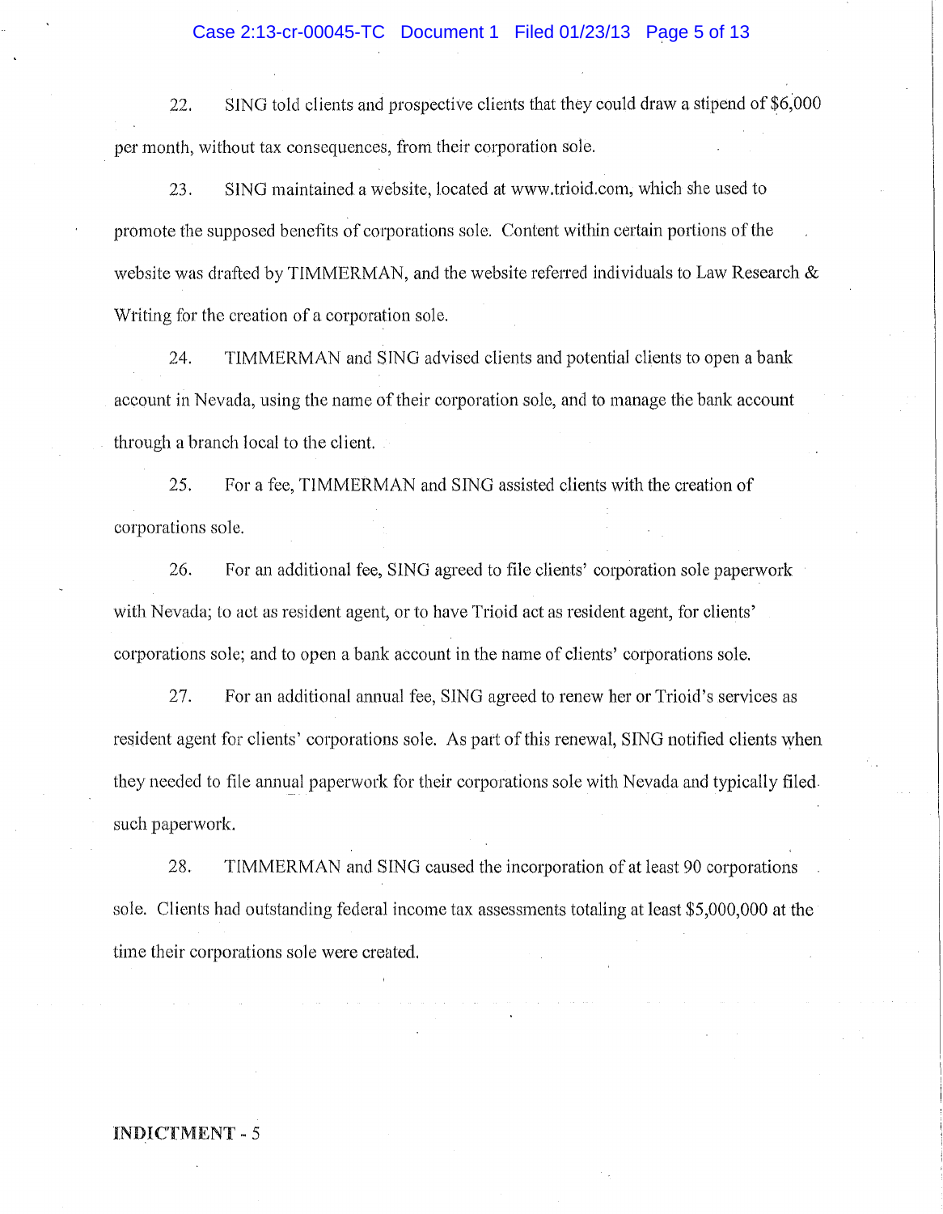22. SING told clients and prospective clients that they could draw a stipend of $6,000 per month, without tax consequences, from their corporation sole.

23. SING maintained a website, located at www.trioid.com, which she used to promote the supposed benefits of corporations sole. Content within certain portions of the website was drafted by TIMMERMAN, and the website referred individuals to Law Research & Writing for the creation of a corporation sole.

24. TIMMERMAN and SING advised clients and potential clients to open a bank account in Nevada, using the name of their corporation sole, and to manage the bank account through a branch local to the client.

25. For a fee, TIMMERMAN and SING assisted clients with the creation of corporations sole.

26. For an additional fee, SING agreed to file clients' corporation sole paperwork with Nevada; to act as resident agent, or to have Trioid act as resident agent, for clients' corporations sole; and to open a bank account in the name of clients' corporations sole.

27. For an additional annual fee, SING agreed to renew her or Trioid's services as resident agent for clients' corporations sole. As part of this renewal, SING notified clients when they needed to file annual paperwork for their corporations sole with Nevada and typically filed such paperwork.

28. TIMMERMAN and SING caused the incorporation of at least 90 corporations sole. Clients had outstanding federal income tax assessments totaling at least $5,000,000 at the time their corporations sole were created.

**INDICTMENT** - 5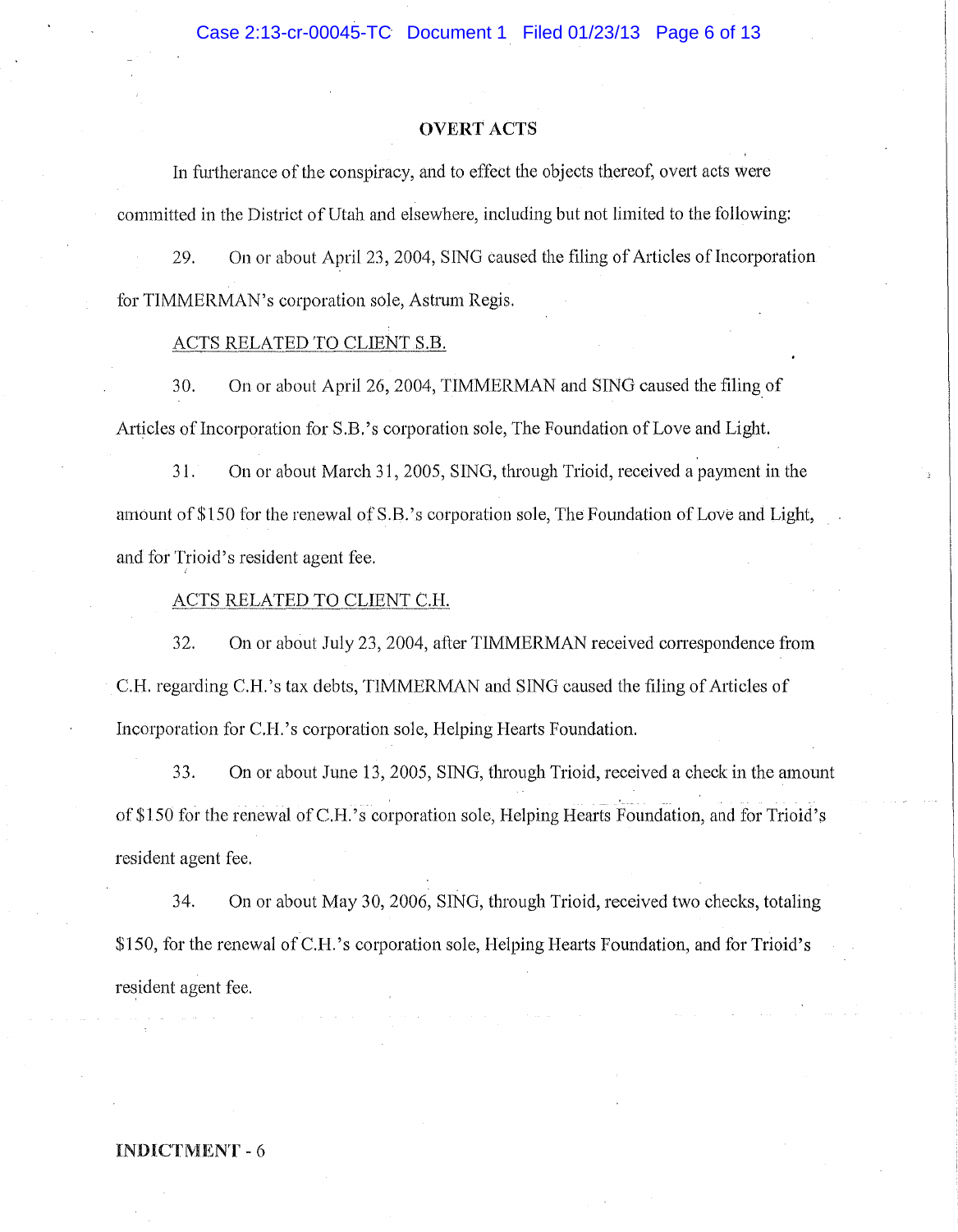**OVERT ACTS**

In furtherance of the conspiracy, and to effect the objects thereof, overt acts were committed in the District of Utah and elsewhere, including but not limited to the following:

29. On or about April 23, 2004, SING caused the filing of Articles of Incorporation for TIMMERMAN's corporation sole, Astrum Regis.

ACTS RELATED TO CLIENT S.B.

30. On or about April 26, 2004, TIMMERMAN and SING caused the filing of Articles of Incorporation for S.B.'s corporation sole, The Foundation of Love and Light.

31. On or about March 31, 2005, SING, through Trioid, received a payment in the amount of $150 for the renewal of S.B.'s corporation sole, The Foundation of Love and Light, and for Trioid's resident agent fee.

ACTS RELATED TO CLIENT C.H.

32. On or about July 23, 2004, after TIMMERMAN received correspondence from C.H. regarding C.H.'s tax debts, TIMMERMAN and SING caused the filing of Articles of Incorporation for C.H.'s corporation sole, Helping Hearts Foundation.

33. On or about June 13, 2005, SING, through Trioid, received a check in the amount of $150 for the renewal of C.H.'s corporation sole, Helping Hearts Foundation, and for Trioid's resident agent fee.

34. On or about May 30, 2006, SING, through Trioid, received two checks, totaling $150, for the renewal of C.H.'s corporation sole, Helping Hearts Foundation, and for Trioid's resident agent fee.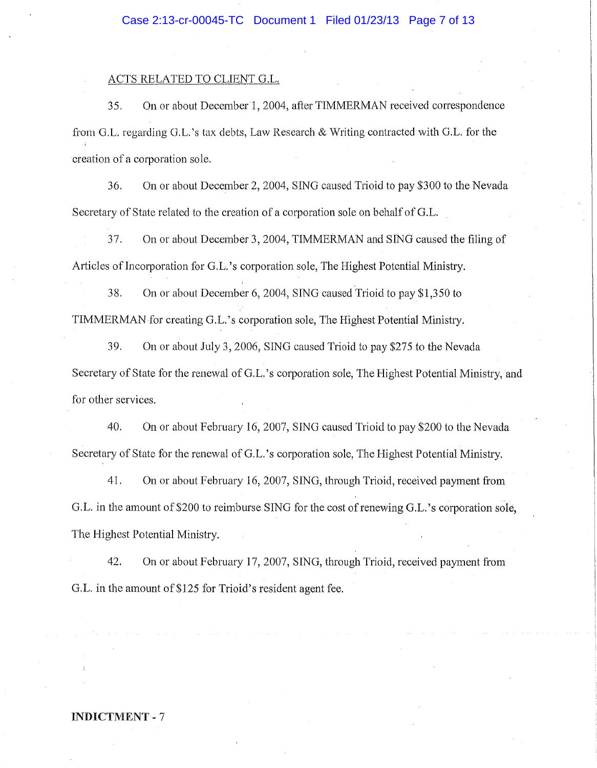ACTS RELATED TO CLIENT G.L.

35. On or about December 1, 2004, after TIMMERMAN received correspondence from G.L. regarding G.L.'s tax debts, Law Research & Writing contracted with G.L. for the creation of a corporation sole.

36. On or about December 2, 2004, SING caused Trioid to pay $300 to the Nevada Secretary of State related to the creation of a corporation sole on behalf of G.L.

37. On or about December 3, 2004, TIMMERMAN and SING caused the filing of Articles of Incorporation for G.L.'s corporation sole, The Highest Potential Ministry.

38. On or about December 6, 2004, SING caused Trioid to pay $1,350 to TIMMERMAN for creating G.L.'s corporation sole, The Highest Potential Ministry.

39. On or about July 3, 2006, SING caused Trioid to pay $275 to the Nevada Secretary of State for the renewal of G.L.'s corporation sole, The Highest Potential Ministry, and for other services.

40. On or about February 16, 2007, SING caused Trioid to pay $200 to the Nevada Secretary of State for the renewal of G.L.'s corporation sole, The Highest Potential Ministry.

41. On or about February 16, 2007, SING, through Trioid, received payment from G.L. in the amount of $200 to reimburse SING for the cost of renewing G.L.'s corporation sole, The Highest Potential Ministry.

42. On or about February 17, 2007, SING, through Trioid, received payment from G.L. in the amount of $125 for Trioid's resident agent fee.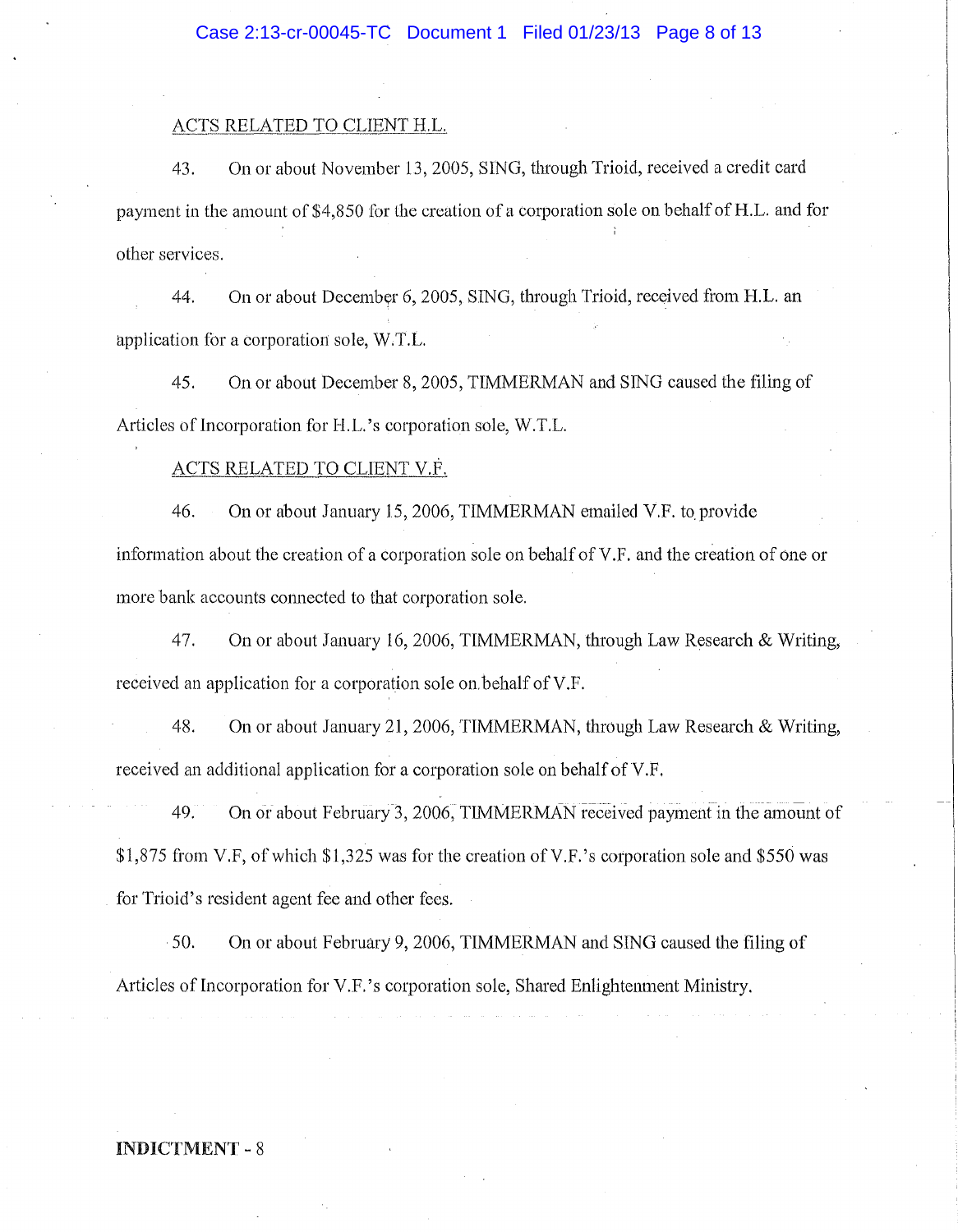ACTS RELATED TO CLIENT H.L.

43. On or about November 13, 2005, SING, through Trioid, received a credit card payment in the amount of $4,850 for the creation of a corporation sole on behalf of H.L. and for other services.

44. On or about December 6, 2005, SING, through Trioid, received from H.L. an application for a corporation sole, W.T.L.

45. On or about December 8, 2005, TIMMERMAN and SING caused the filing of Articles of Incorporation for H.L.'s corporation sole, W.T.L.

ACTS RELATED TO CLIENT V.F.

46. On or about January 15, 2006, TIMMERMAN emailed V.F. to provide information about the creation of a corporation sole on behalf of V.F. and the creation of one or more bank accounts connected to that corporation sole.

47. On or about January 16, 2006, TIMMERMAN, through Law Research & Writing, received an application for a corporation sole on behalf of V.F.

48. On or about January 21, 2006, TIMMERMAN, through Law Research & Writing, received an additional application for a corporation sole on behalf of V.F.

49. On or about February 3, 2006, TIMMERMAN received payment in the amount of $1,875 from V.F, of which $1,325 was for the creation of V.F.'s corporation sole and $550 was for Trioid's resident agent fee and other fees.

50. On or about February 9, 2006, TIMMERMAN and SING caused the filing of Articles of Incorporation for V.F.'s corporation sole, Shared Enlightenment Ministry.

**INDICTMENT** - 8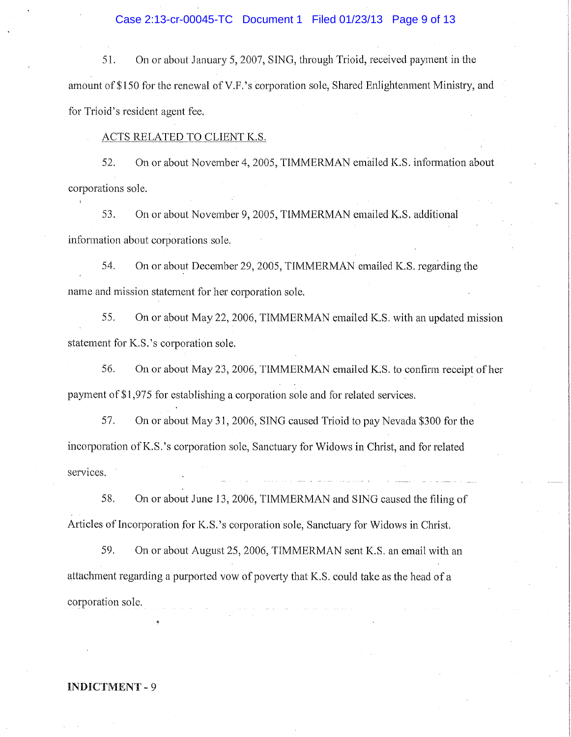51. On or about January 5, 2007, SING, through Trioid, received payment in the amount of $150 for the renewal of V.F.'s corporation sole, Shared Enlightenment Ministry, and for Trioid's resident agent fee.

ACTS RELATED TO CLIENT K.S.

52. On or about November 4, 2005, TIMMERMAN emailed K.S. information about corporations sole.

53. On or about November 9, 2005, TIMMERMAN emailed K.S. additional information about corporations sole.

54. On or about December 29, 2005, TIMMERMAN emailed K.S. regarding the name and mission statement for her corporation sole.

55. On or about May 22, 2006, TIMMERMAN emailed K.S. with an updated mission statement for K.S.'s corporation sole.

56. On or about May 23, 2006, TIMMERMAN emailed K.S. to confirm receipt of her payment of $1,975 for establishing a corporation sole and for related services.

57. On or about May 31, 2006, SING caused Trioid to pay Nevada $300 for the incorporation of K.S.'s corporation sole, Sanctuary for Widows in Christ, and for related services.

58. On or about June 13, 2006, TIMMERMAN and SING caused the filing of Articles of Incorporation for K.S.'s corporation sole, Sanctuary for Widows in Christ.

59. On or about August 25, 2006, TIMMERMAN sent K.S. an email with an attachment regarding a purported vow of poverty that K.S. could take as the head of a corporation sole.

**INDICTMENT** - 9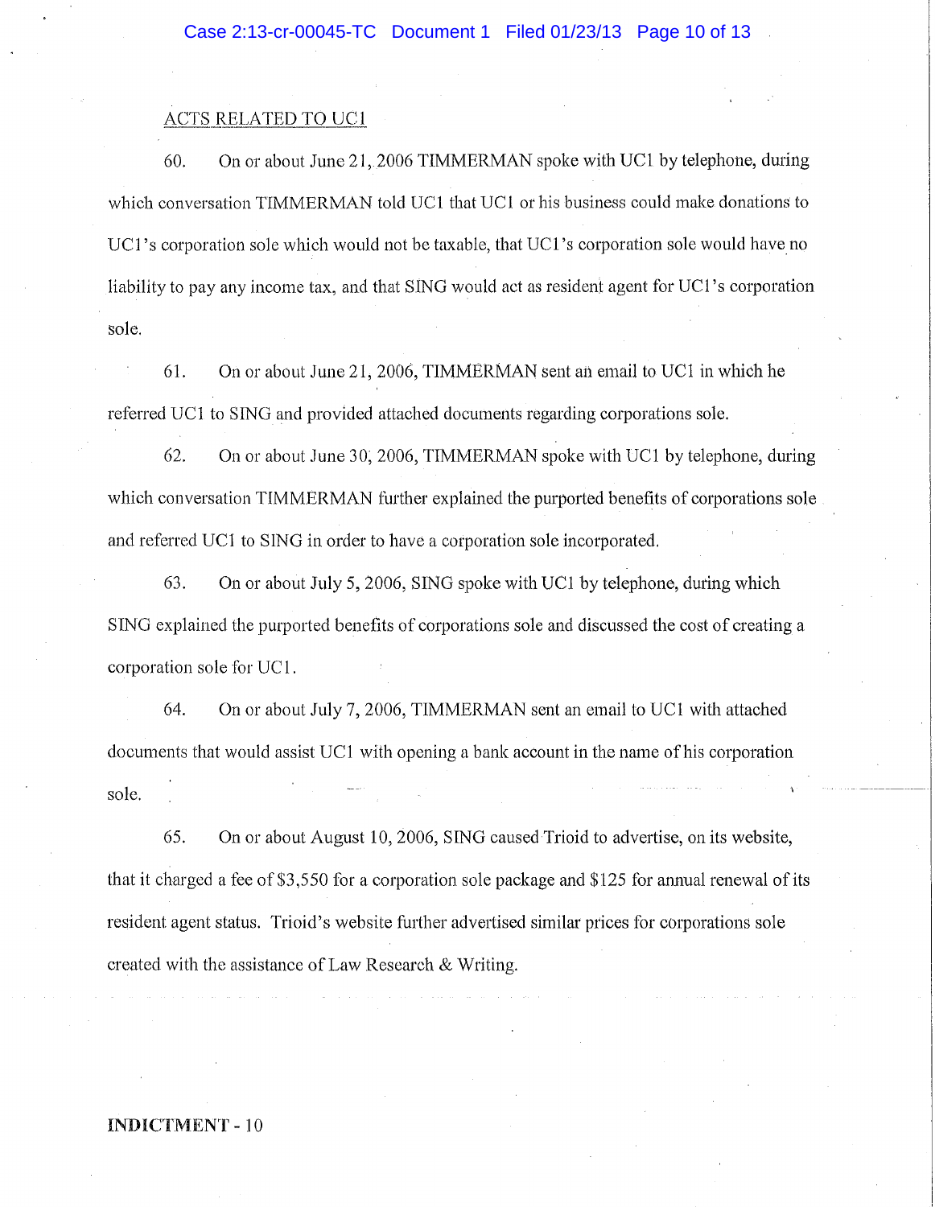ACTS RELATED TO UC1

60. On or about June 21, 2006 TIMMERMAN spoke with UC1 by telephone, during which conversation TIMMERMAN told UC1 that UC1 or his business could make donations to UC1's corporation sole which would not be taxable, that UC1's corporation sole would have no liability to pay any income tax, and that SING would act as resident agent for UC1's corporation sole.

61. On or about June 21, 2006, TIMMERMAN sent an email to UC1 in which he referred UC1 to SING and provided attached documents regarding corporations sole.

62. On or about June 30, 2006, TIMMERMAN spoke with UC1 by telephone, during which conversation TIMMERMAN further explained the purported benefits of corporations sole and referred UC1 to SING in order to have a corporation sole incorporated.

63. On or about July 5, 2006, SING spoke with UC1 by telephone, during which SING explained the purported benefits of corporations sole and discussed the cost of creating a corporation sole for UC1.

64. On or about July 7, 2006, TIMMERMAN sent an email to UC1 with attached documents that would assist UC1 with opening a bank account in the name of his corporation sole.

65. On or about August 10, 2006, SING caused Trioid to advertise, on its website, that it charged a fee of $3,550 for a corporation sole package and $125 for annual renewal of its resident agent status. Trioid's website further advertised similar prices for corporations sole created with the assistance of Law Research & Writing.

**INDICTMENT** - 10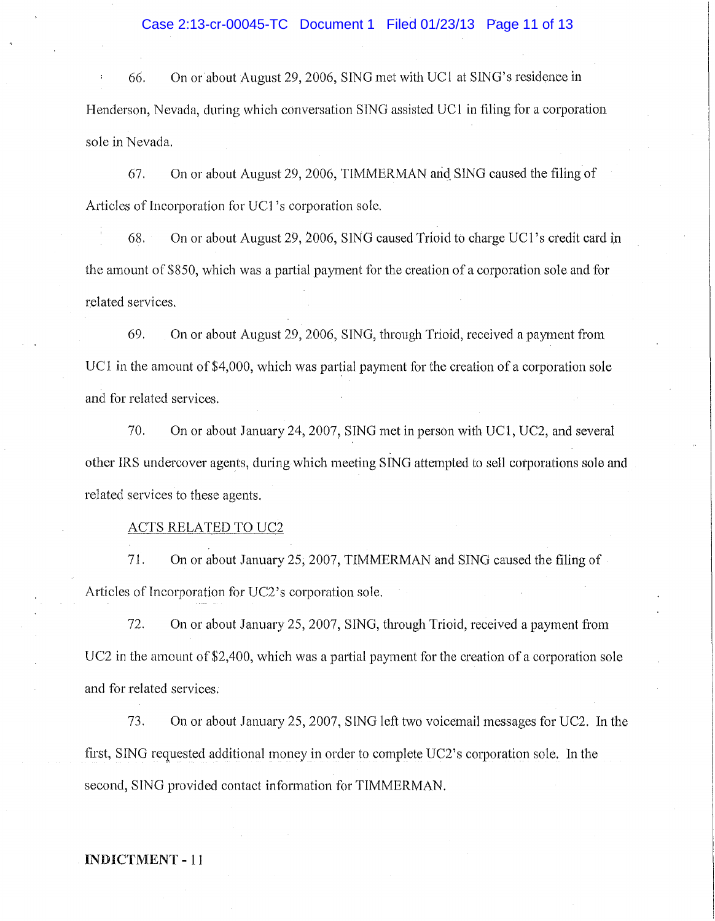66. On or about August 29, 2006, SING met with UC1 at SING's residence in Henderson, Nevada, during which conversation SING assisted UC1 in filing for a corporation sole in Nevada.

67. On or about August 29, 2006, TIMMERMAN and SING caused the filing of Articles of Incorporation for UC1's corporation sole.

68. On or about August 29, 2006, SING caused Trioid to charge UC1's credit card in the amount of $850, which was a partial payment for the creation of a corporation sole and for related services.

69. On or about August 29, 2006, SING, through Trioid, received a payment from UC1 in the amount of $4,000, which was partial payment for the creation of a corporation sole and for related services.

70. On or about January 24, 2007, SING met in person with UC1, UC2, and several other IRS undercover agents, during which meeting SING attempted to sell corporations sole and related services to these agents.

<u>ACTS RELATED TO UC2</u>

71. On or about January 25, 2007, TIMMERMAN and SING caused the filing of Articles of Incorporation for UC2's corporation sole.

72. On or about January 25, 2007, SING, through Trioid, received a payment from UC2 in the amount of $2,400, which was a partial payment for the creation of a corporation sole and for related services.

73. On or about January 25, 2007, SING left two voicemail messages for UC2. In the first, SING requested additional money in order to complete UC2's corporation sole. In the second, SING provided contact information for TIMMERMAN.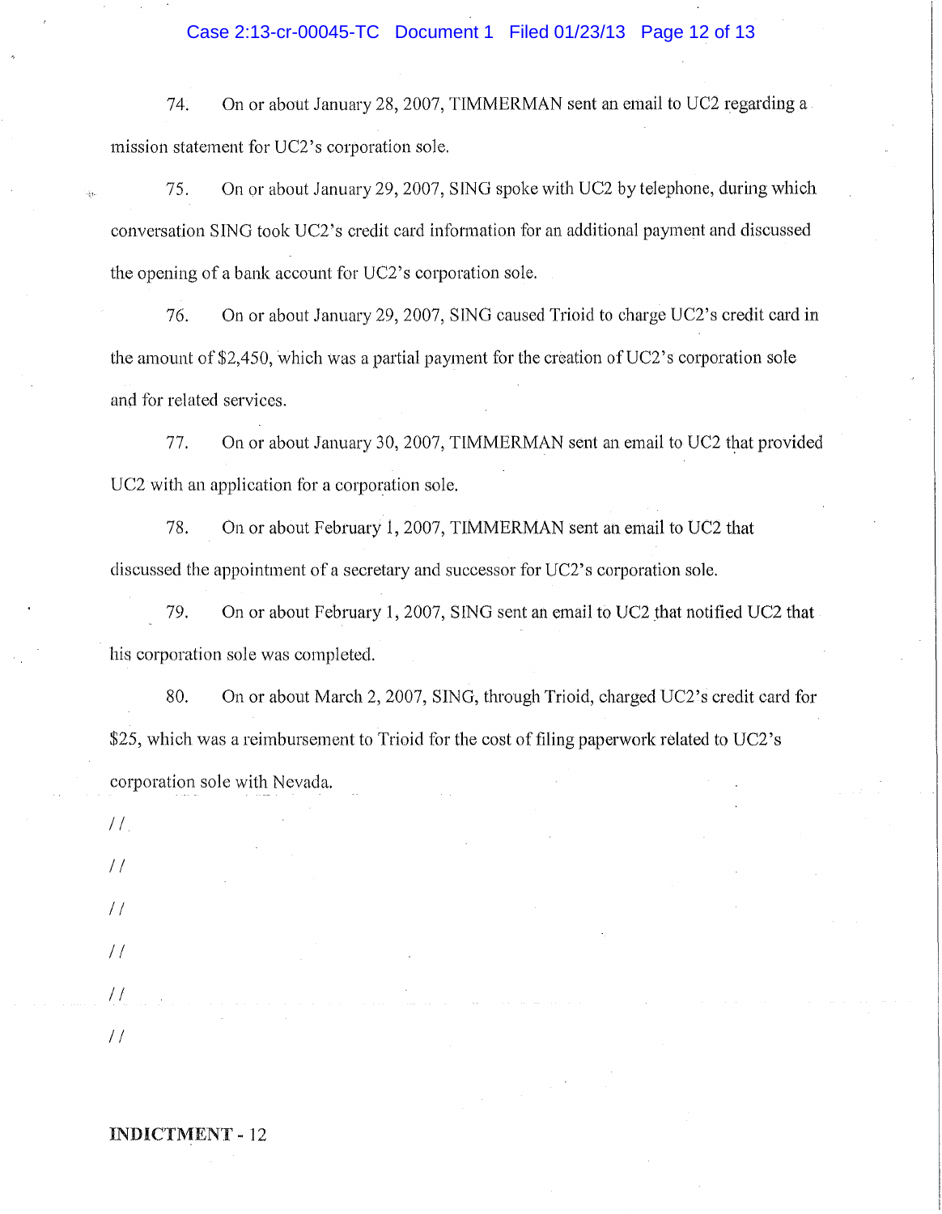74. On or about January 28, 2007, TIMMERMAN sent an email to UC2 regarding a mission statement for UC2's corporation sole.

75. On or about January 29, 2007, SING spoke with UC2 by telephone, during which conversation SING took UC2's credit card information for an additional payment and discussed the opening of a bank account for UC2's corporation sole.

76. On or about January 29, 2007, SING caused Trioid to charge UC2's credit card in the amount of $2,450, which was a partial payment for the creation of UC2's corporation sole and for related services.

77. On or about January 30, 2007, TIMMERMAN sent an email to UC2 that provided UC2 with an application for a corporation sole.

78. On or about February 1, 2007, TIMMERMAN sent an email to UC2 that discussed the appointment of a secretary and successor for UC2's corporation sole.

79. On or about February 1, 2007, SING sent an email to UC2 that notified UC2 that his corporation sole was completed.

80. On or about March 2, 2007, SING, through Trioid, charged UC2's credit card for $25, which was a reimbursement to Trioid for the cost of filing paperwork related to UC2's corporation sole with Nevada.

//

//

//

//

//

//

**INDICTMENT** - 12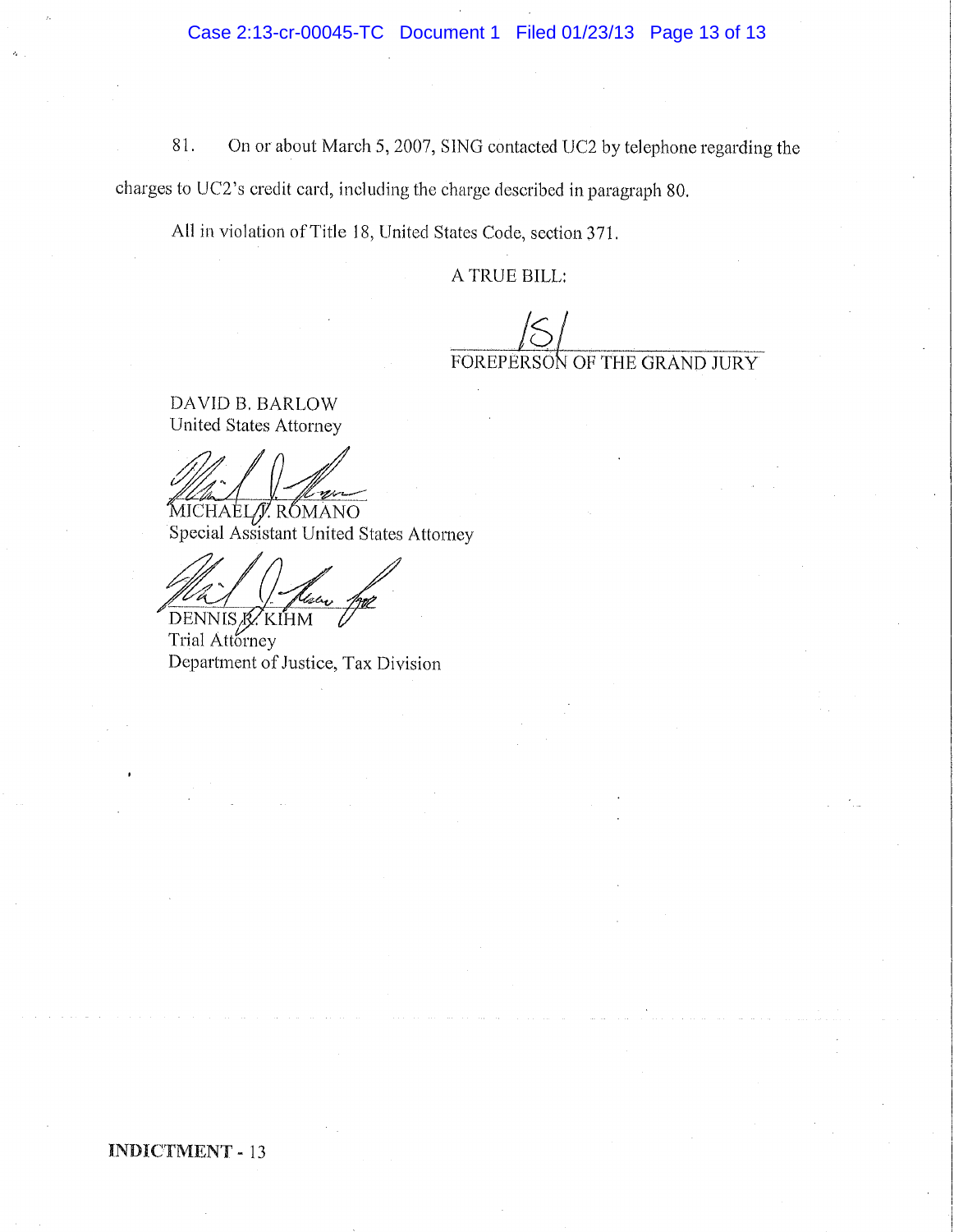81. On or about March 5, 2007, SING contacted UC2 by telephone regarding the charges to UC2's credit card, including the charge described in paragraph 80.

All in violation of Title 18, United States Code, section 371.

A TRUE BILL:

/S/
FOREPERSON OF THE GRAND JURY

DAVID B. BARLOW
United States Attorney

MICHAEL J. ROMANO
Special Assistant United States Attorney

DENNIS R. KIHM
Trial Attorney
Department of Justice, Tax Division

**INDICTMENT** - 13